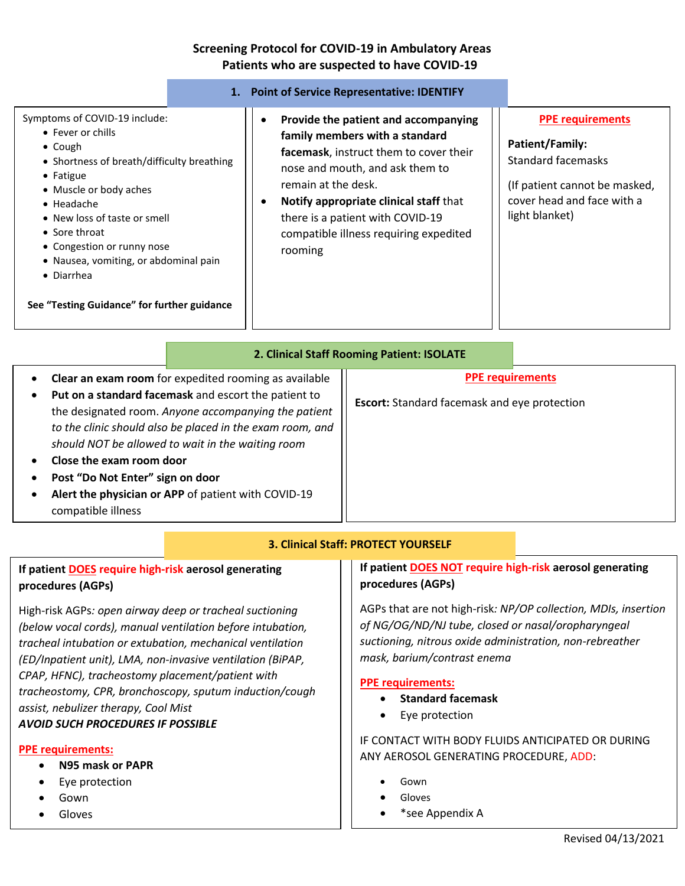# Screening Protocol for COVID-19 in Ambulatory Areas
## Patients who are suspected to have COVID-19

## 1. Point of Service Representative: IDENTIFY

Symptoms of COVID-19 include:

- Fever or chills
- Cough
- Shortness of breath/difficulty breathing
- Fatigue
- Muscle or body aches
- Headache
- New loss of taste or smell
- Sore throat
- Congestion or runny nose
- Nausea, vomiting, or abdominal pain
- Diarrhea

**See "Testing Guidance" for further guidance**

- **Provide the patient and accompanying family members with a standard facemask**, instruct them to cover their nose and mouth, and ask them to remain at the desk.
- **Notify appropriate clinical staff** that there is a patient with COVID-19 compatible illness requiring expedited rooming

**PPE requirements**

**Patient/Family:**
Standard facemasks

(If patient cannot be masked, cover head and face with a light blanket)

## 2. Clinical Staff Rooming Patient: ISOLATE

- **Clear an exam room** for expedited rooming as available
- **Put on a standard facemask** and escort the patient to the designated room. *Anyone accompanying the patient to the clinic should also be placed in the exam room, and should NOT be allowed to wait in the waiting room*
- **Close the exam room door**
- **Post "Do Not Enter" sign on door**
- **Alert the physician or APP** of patient with COVID-19 compatible illness

**PPE requirements**

**Escort:** Standard facemask and eye protection

## 3. Clinical Staff: PROTECT YOURSELF

**If patient DOES require high-risk aerosol generating procedures (AGPs)**

High-risk AGPs: *open airway deep or tracheal suctioning (below vocal cords), manual ventilation before intubation, tracheal intubation or extubation, mechanical ventilation (ED/Inpatient unit), LMA, non-invasive ventilation (BiPAP, CPAP, HFNC), tracheostomy placement/patient with tracheostomy, CPR, bronchoscopy, sputum induction/cough assist, nebulizer therapy, Cool Mist*
***AVOID SUCH PROCEDURES IF POSSIBLE***

**PPE requirements:**

- **N95 mask or PAPR**
- Eye protection
- Gown
- Gloves

**If patient DOES NOT require high-risk aerosol generating procedures (AGPs)**

AGPs that are not high-risk*: NP/OP collection, MDIs, insertion of NG/OG/ND/NJ tube, closed or nasal/oropharyngeal suctioning, nitrous oxide administration, non-rebreather mask, barium/contrast enema*

**PPE requirements:**

- **Standard facemask**
- Eye protection

IF CONTACT WITH BODY FLUIDS ANTICIPATED OR DURING ANY AEROSOL GENERATING PROCEDURE, ADD:

- Gown
- Gloves
- *see Appendix A

Revised 04/13/2021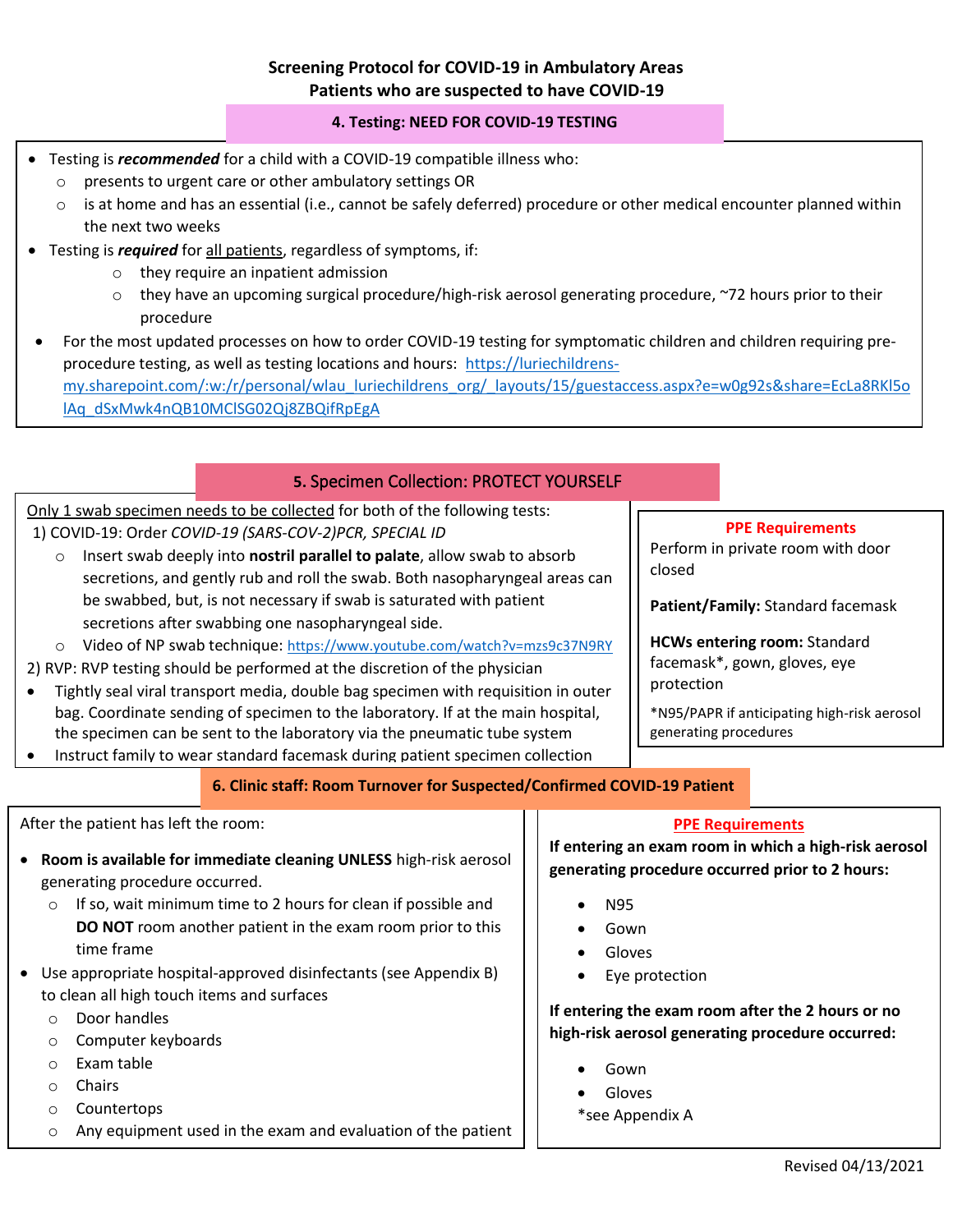**Screening Protocol for COVID-19 in Ambulatory Areas**
**Patients who are suspected to have COVID-19**

## 4. Testing: NEED FOR COVID-19 TESTING

- Testing is ***recommended*** for a child with a COVID-19 compatible illness who:
  - presents to urgent care or other ambulatory settings OR
  - is at home and has an essential (i.e., cannot be safely deferred) procedure or other medical encounter planned within the next two weeks
- Testing is ***required*** for all patients, regardless of symptoms, if:
  - they require an inpatient admission
  - they have an upcoming surgical procedure/high-risk aerosol generating procedure, ~72 hours prior to their procedure
- For the most updated processes on how to order COVID-19 testing for symptomatic children and children requiring pre-procedure testing, as well as testing locations and hours: https://luriechildrens-my.sharepoint.com/:w:/r/personal/wlau_luriechildrens_org/_layouts/15/guestaccess.aspx?e=w0g92s&share=EcLa8RKl5olAq_dSxMwk4nQB10MClSG02Qj8ZBQifRpEgA

## 5. Specimen Collection: PROTECT YOURSELF

Only 1 swab specimen needs to be collected for both of the following tests:

1) COVID-19: Order *COVID-19 (SARS-COV-2)PCR, SPECIAL ID*
   - Insert swab deeply into **nostril parallel to palate**, allow swab to absorb secretions, and gently rub and roll the swab. Both nasopharyngeal areas can be swabbed, but, is not necessary if swab is saturated with patient secretions after swabbing one nasopharyngeal side.
   - Video of NP swab technique: https://www.youtube.com/watch?v=mzs9c37N9RY

2) RVP: RVP testing should be performed at the discretion of the physician

- Tightly seal viral transport media, double bag specimen with requisition in outer bag. Coordinate sending of specimen to the laboratory. If at the main hospital, the specimen can be sent to the laboratory via the pneumatic tube system
- Instruct family to wear standard facemask during patient specimen collection

**PPE Requirements**

Perform in private room with door closed

**Patient/Family:** Standard facemask

**HCWs entering room:** Standard facemask*, gown, gloves, eye protection

*N95/PAPR if anticipating high-risk aerosol generating procedures

## 6. Clinic staff: Room Turnover for Suspected/Confirmed COVID-19 Patient

After the patient has left the room:

- **Room is available for immediate cleaning UNLESS** high-risk aerosol generating procedure occurred.
  - If so, wait minimum time to 2 hours for clean if possible and **DO NOT** room another patient in the exam room prior to this time frame
- Use appropriate hospital-approved disinfectants (see Appendix B) to clean all high touch items and surfaces
  - Door handles
  - Computer keyboards
  - Exam table
  - Chairs
  - Countertops
  - Any equipment used in the exam and evaluation of the patient

**PPE Requirements**

**If entering an exam room in which a high-risk aerosol generating procedure occurred prior to 2 hours:**

- N95
- Gown
- Gloves
- Eye protection

**If entering the exam room after the 2 hours or no high-risk aerosol generating procedure occurred:**

- Gown
- Gloves

*see Appendix A

Revised 04/13/2021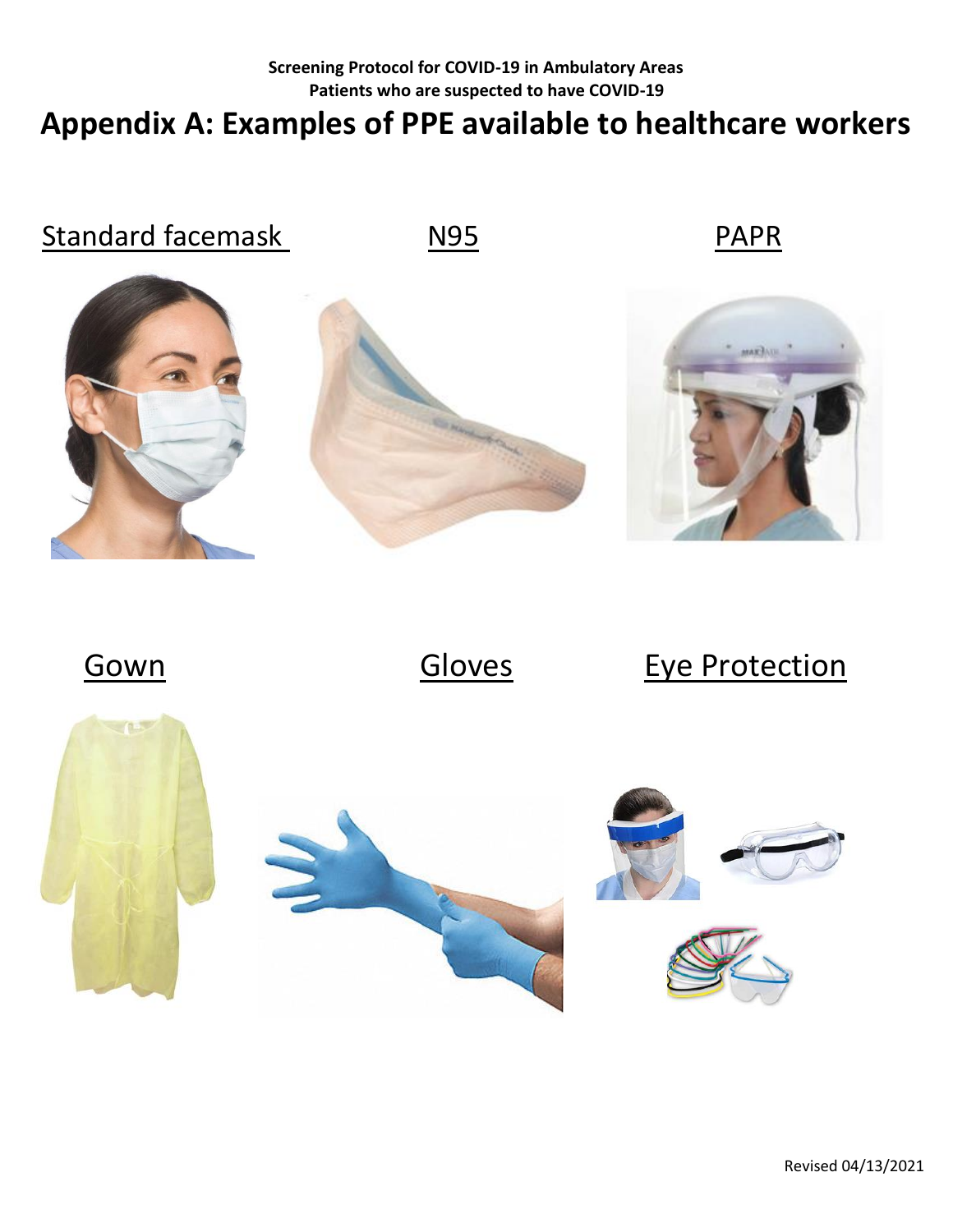Screening Protocol for COVID-19 in Ambulatory Areas
Patients who are suspected to have COVID-19

# Appendix A: Examples of PPE available to healthcare workers

Standard facemask

N95

PAPR

Gown

Gloves

Eye Protection

Revised 04/13/2021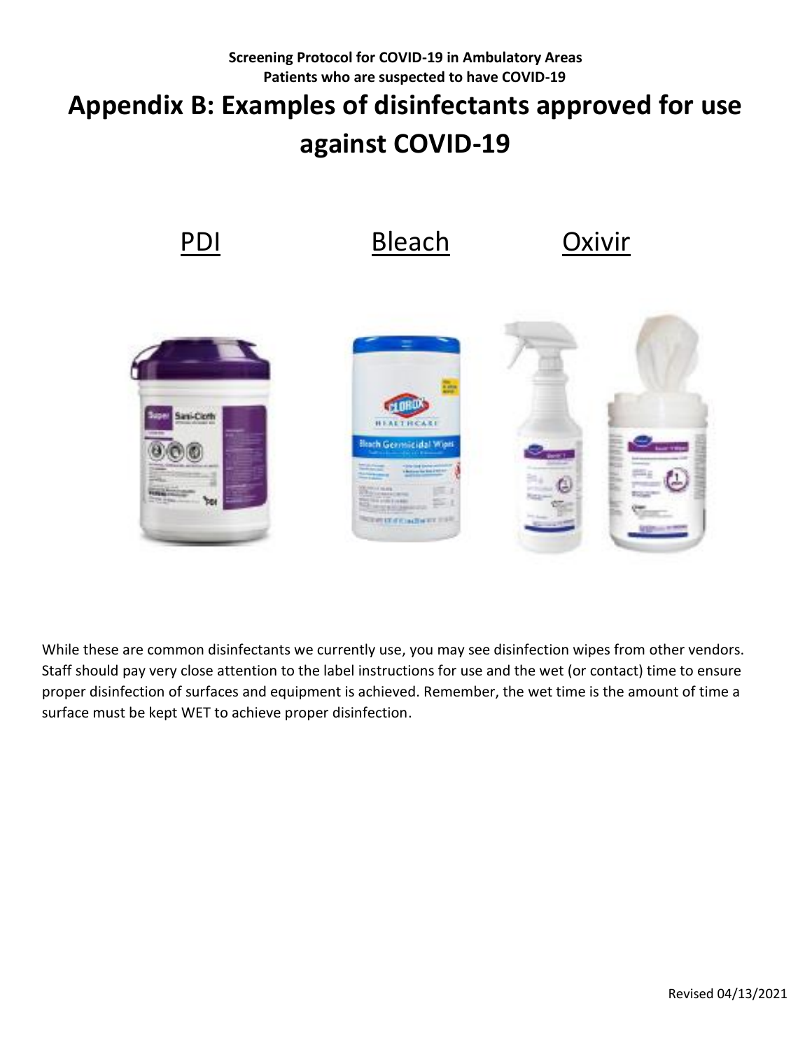# Appendix B: Examples of disinfectants approved for use against COVID-19

PDI Bleach Oxivir

While these are common disinfectants we currently use, you may see disinfection wipes from other vendors. Staff should pay very close attention to the label instructions for use and the wet (or contact) time to ensure proper disinfection of surfaces and equipment is achieved. Remember, the wet time is the amount of time a surface must be kept WET to achieve proper disinfection.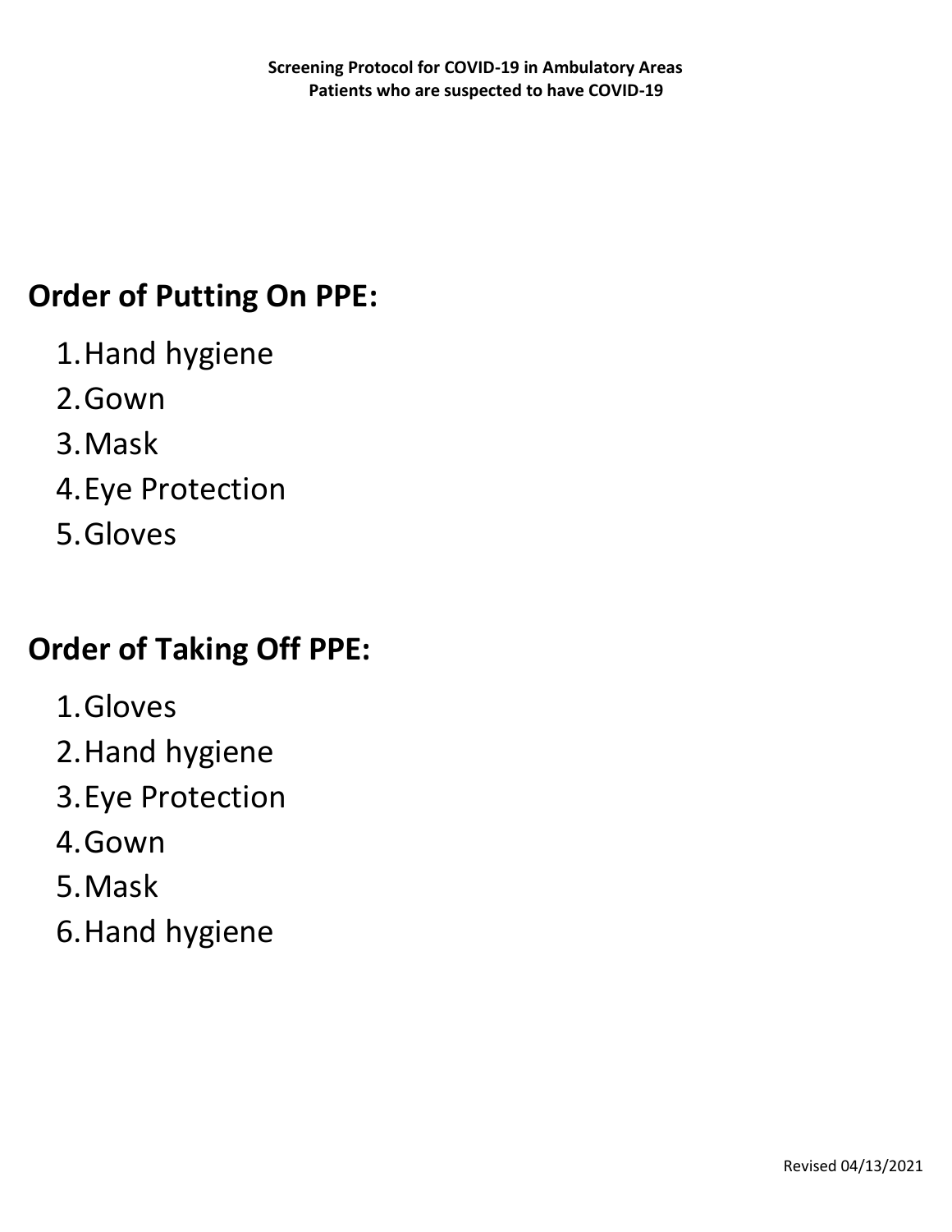**Screening Protocol for COVID-19 in Ambulatory Areas**
**Patients who are suspected to have COVID-19**

## Order of Putting On PPE:

1. Hand hygiene
2. Gown
3. Mask
4. Eye Protection
5. Gloves

## Order of Taking Off PPE:

1. Gloves
2. Hand hygiene
3. Eye Protection
4. Gown
5. Mask
6. Hand hygiene

Revised 04/13/2021